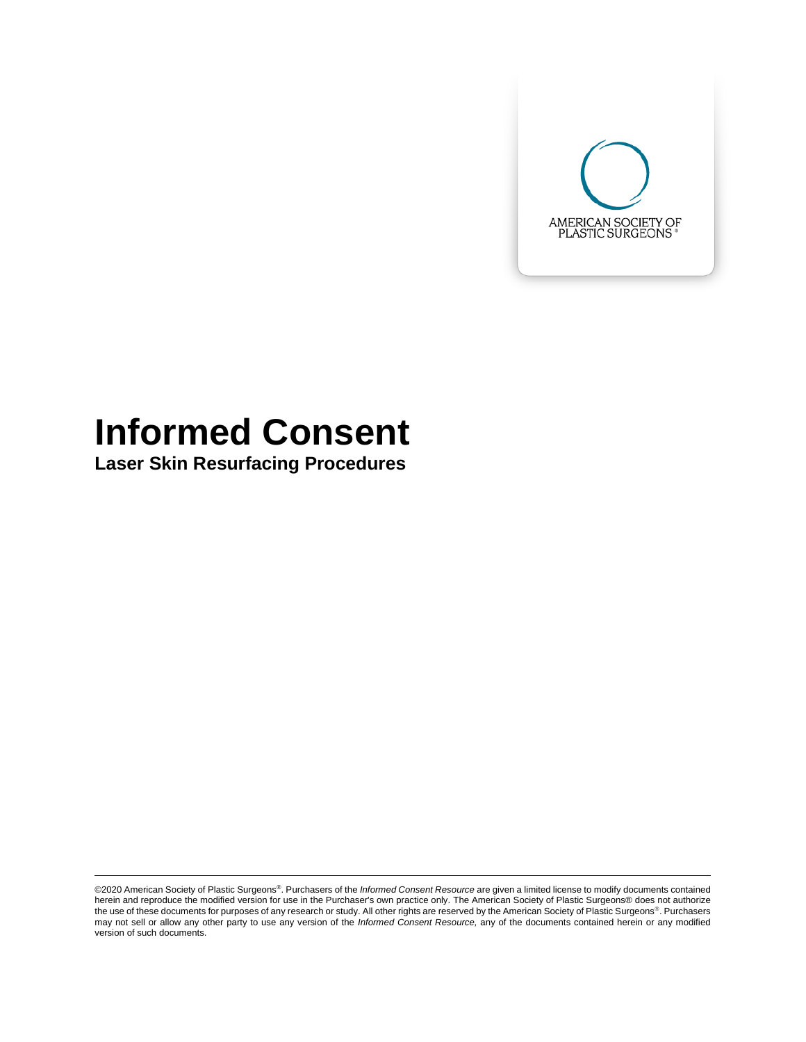AMERICAN SOCIETY OF PLASTIC SURGEONS®

# Informed Consent

**Laser Skin Resurfacing Procedures**

©2020 American Society of Plastic Surgeons®. Purchasers of the *Informed Consent Resource* are given a limited license to modify documents contained herein and reproduce the modified version for use in the Purchaser's own practice only. The American Society of Plastic Surgeons® does not authorize the use of these documents for purposes of any research or study. All other rights are reserved by the American Society of Plastic Surgeons®. Purchasers may not sell or allow any other party to use any version of the *Informed Consent Resource,* any of the documents contained herein or any modified version of such documents.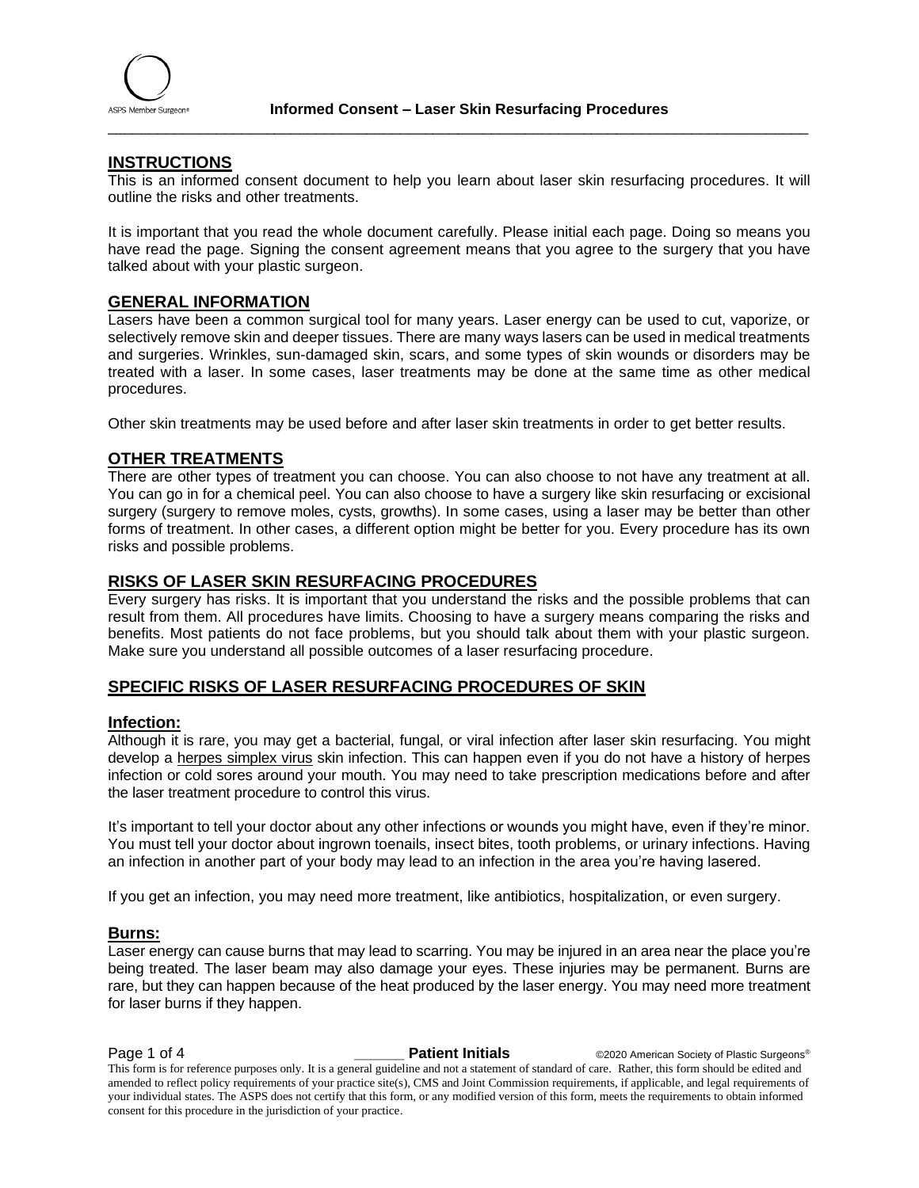## INSTRUCTIONS

This is an informed consent document to help you learn about laser skin resurfacing procedures. It will outline the risks and other treatments.

It is important that you read the whole document carefully. Please initial each page. Doing so means you have read the page. Signing the consent agreement means that you agree to the surgery that you have talked about with your plastic surgeon.

## GENERAL INFORMATION

Lasers have been a common surgical tool for many years. Laser energy can be used to cut, vaporize, or selectively remove skin and deeper tissues. There are many ways lasers can be used in medical treatments and surgeries. Wrinkles, sun-damaged skin, scars, and some types of skin wounds or disorders may be treated with a laser. In some cases, laser treatments may be done at the same time as other medical procedures.

Other skin treatments may be used before and after laser skin treatments in order to get better results.

## OTHER TREATMENTS

There are other types of treatment you can choose. You can also choose to not have any treatment at all. You can go in for a chemical peel. You can also choose to have a surgery like skin resurfacing or excisional surgery (surgery to remove moles, cysts, growths). In some cases, using a laser may be better than other forms of treatment. In other cases, a different option might be better for you. Every procedure has its own risks and possible problems.

## RISKS OF LASER SKIN RESURFACING PROCEDURES

Every surgery has risks. It is important that you understand the risks and the possible problems that can result from them. All procedures have limits. Choosing to have a surgery means comparing the risks and benefits. Most patients do not face problems, but you should talk about them with your plastic surgeon. Make sure you understand all possible outcomes of a laser resurfacing procedure.

## SPECIFIC RISKS OF LASER RESURFACING PROCEDURES OF SKIN

### Infection:

Although it is rare, you may get a bacterial, fungal, or viral infection after laser skin resurfacing. You might develop a herpes simplex virus skin infection. This can happen even if you do not have a history of herpes infection or cold sores around your mouth. You may need to take prescription medications before and after the laser treatment procedure to control this virus.

It's important to tell your doctor about any other infections or wounds you might have, even if they're minor. You must tell your doctor about ingrown toenails, insect bites, tooth problems, or urinary infections. Having an infection in another part of your body may lead to an infection in the area you're having lasered.

If you get an infection, you may need more treatment, like antibiotics, hospitalization, or even surgery.

### Burns:

Laser energy can cause burns that may lead to scarring. You may be injured in an area near the place you're being treated. The laser beam may also damage your eyes. These injuries may be permanent. Burns are rare, but they can happen because of the heat produced by the laser energy. You may need more treatment for laser burns if they happen.

\_\_\_\_\_\_ **Patient Initials**

This form is for reference purposes only. It is a general guideline and not a statement of standard of care. Rather, this form should be edited and amended to reflect policy requirements of your practice site(s), CMS and Joint Commission requirements, if applicable, and legal requirements of your individual states. The ASPS does not certify that this form, or any modified version of this form, meets the requirements to obtain informed consent for this procedure in the jurisdiction of your practice.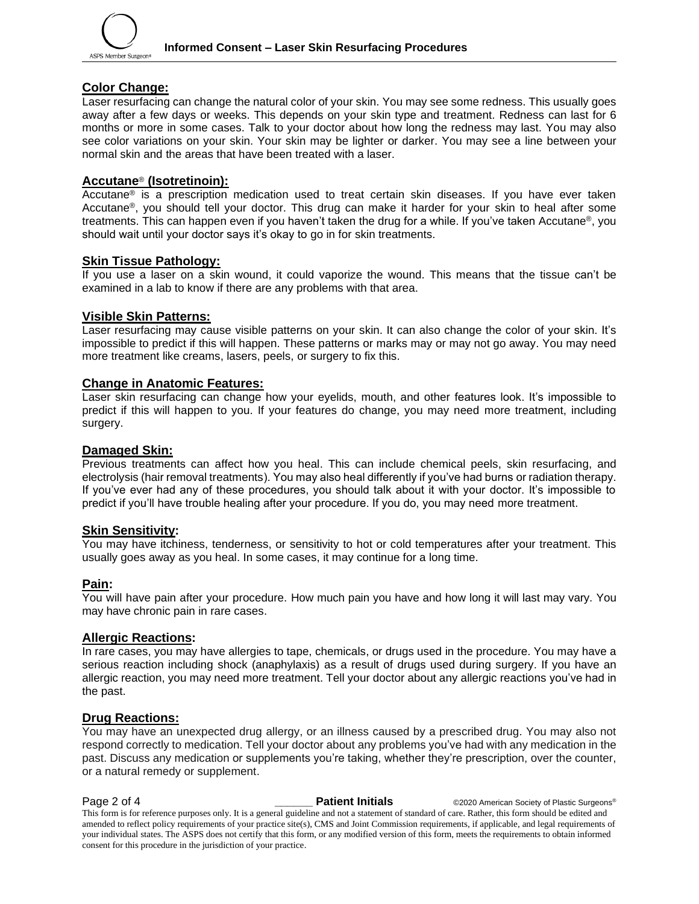**Color Change:**

Laser resurfacing can change the natural color of your skin. You may see some redness. This usually goes away after a few days or weeks. This depends on your skin type and treatment. Redness can last for 6 months or more in some cases. Talk to your doctor about how long the redness may last. You may also see color variations on your skin. Your skin may be lighter or darker. You may see a line between your normal skin and the areas that have been treated with a laser.

**Accutane® (Isotretinoin):**

Accutane® is a prescription medication used to treat certain skin diseases. If you have ever taken Accutane®, you should tell your doctor. This drug can make it harder for your skin to heal after some treatments. This can happen even if you haven't taken the drug for a while. If you've taken Accutane®, you should wait until your doctor says it's okay to go in for skin treatments.

**Skin Tissue Pathology:**

If you use a laser on a skin wound, it could vaporize the wound. This means that the tissue can't be examined in a lab to know if there are any problems with that area.

**Visible Skin Patterns:**

Laser resurfacing may cause visible patterns on your skin. It can also change the color of your skin. It's impossible to predict if this will happen. These patterns or marks may or may not go away. You may need more treatment like creams, lasers, peels, or surgery to fix this.

**Change in Anatomic Features:**

Laser skin resurfacing can change how your eyelids, mouth, and other features look. It's impossible to predict if this will happen to you. If your features do change, you may need more treatment, including surgery.

**Damaged Skin:**

Previous treatments can affect how you heal. This can include chemical peels, skin resurfacing, and electrolysis (hair removal treatments). You may also heal differently if you've had burns or radiation therapy. If you've ever had any of these procedures, you should talk about it with your doctor. It's impossible to predict if you'll have trouble healing after your procedure. If you do, you may need more treatment.

**Skin Sensitivity:**

You may have itchiness, tenderness, or sensitivity to hot or cold temperatures after your treatment. This usually goes away as you heal. In some cases, it may continue for a long time.

**Pain:**

You will have pain after your procedure. How much pain you have and how long it will last may vary. You may have chronic pain in rare cases.

**Allergic Reactions:**

In rare cases, you may have allergies to tape, chemicals, or drugs used in the procedure. You may have a serious reaction including shock (anaphylaxis) as a result of drugs used during surgery. If you have an allergic reaction, you may need more treatment. Tell your doctor about any allergic reactions you've had in the past.

**Drug Reactions:**

You may have an unexpected drug allergy, or an illness caused by a prescribed drug. You may also not respond correctly to medication. Tell your doctor about any problems you've had with any medication in the past. Discuss any medication or supplements you're taking, whether they're prescription, over the counter, or a natural remedy or supplement.

______ **Patient Initials**

This form is for reference purposes only. It is a general guideline and not a statement of standard of care. Rather, this form should be edited and amended to reflect policy requirements of your practice site(s), CMS and Joint Commission requirements, if applicable, and legal requirements of your individual states. The ASPS does not certify that this form, or any modified version of this form, meets the requirements to obtain informed consent for this procedure in the jurisdiction of your practice.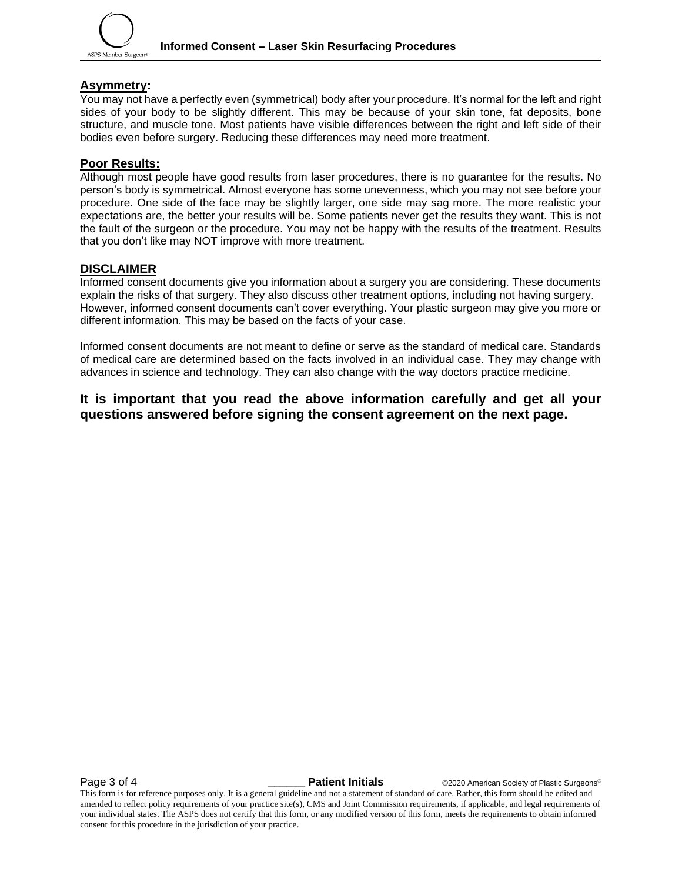## Asymmetry:

You may not have a perfectly even (symmetrical) body after your procedure. It's normal for the left and right sides of your body to be slightly different. This may be because of your skin tone, fat deposits, bone structure, and muscle tone. Most patients have visible differences between the right and left side of their bodies even before surgery. Reducing these differences may need more treatment.

## Poor Results:

Although most people have good results from laser procedures, there is no guarantee for the results. No person's body is symmetrical. Almost everyone has some unevenness, which you may not see before your procedure. One side of the face may be slightly larger, one side may sag more. The more realistic your expectations are, the better your results will be. Some patients never get the results they want. This is not the fault of the surgeon or the procedure. You may not be happy with the results of the treatment. Results that you don't like may NOT improve with more treatment.

## DISCLAIMER

Informed consent documents give you information about a surgery you are considering. These documents explain the risks of that surgery. They also discuss other treatment options, including not having surgery. However, informed consent documents can't cover everything. Your plastic surgeon may give you more or different information. This may be based on the facts of your case.

Informed consent documents are not meant to define or serve as the standard of medical care. Standards of medical care are determined based on the facts involved in an individual case. They may change with advances in science and technology. They can also change with the way doctors practice medicine.

**It is important that you read the above information carefully and get all your questions answered before signing the consent agreement on the next page.**

______ **Patient Initials**

This form is for reference purposes only. It is a general guideline and not a statement of standard of care. Rather, this form should be edited and amended to reflect policy requirements of your practice site(s), CMS and Joint Commission requirements, if applicable, and legal requirements of your individual states. The ASPS does not certify that this form, or any modified version of this form, meets the requirements to obtain informed consent for this procedure in the jurisdiction of your practice.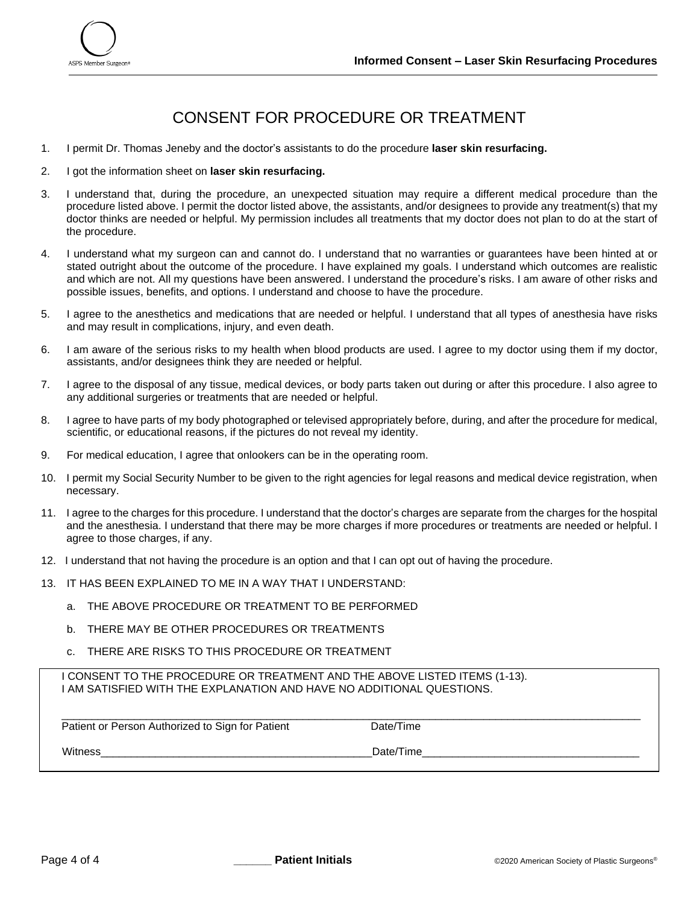# CONSENT FOR PROCEDURE OR TREATMENT

1. I permit Dr. Thomas Jeneby and the doctor's assistants to do the procedure **laser skin resurfacing.**

2. I got the information sheet on **laser skin resurfacing.**

3. I understand that, during the procedure, an unexpected situation may require a different medical procedure than the procedure listed above. I permit the doctor listed above, the assistants, and/or designees to provide any treatment(s) that my doctor thinks are needed or helpful. My permission includes all treatments that my doctor does not plan to do at the start of the procedure.

4. I understand what my surgeon can and cannot do. I understand that no warranties or guarantees have been hinted at or stated outright about the outcome of the procedure. I have explained my goals. I understand which outcomes are realistic and which are not. All my questions have been answered. I understand the procedure's risks. I am aware of other risks and possible issues, benefits, and options. I understand and choose to have the procedure.

5. I agree to the anesthetics and medications that are needed or helpful. I understand that all types of anesthesia have risks and may result in complications, injury, and even death.

6. I am aware of the serious risks to my health when blood products are used. I agree to my doctor using them if my doctor, assistants, and/or designees think they are needed or helpful.

7. I agree to the disposal of any tissue, medical devices, or body parts taken out during or after this procedure. I also agree to any additional surgeries or treatments that are needed or helpful.

8. I agree to have parts of my body photographed or televised appropriately before, during, and after the procedure for medical, scientific, or educational reasons, if the pictures do not reveal my identity.

9. For medical education, I agree that onlookers can be in the operating room.

10. I permit my Social Security Number to be given to the right agencies for legal reasons and medical device registration, when necessary.

11. I agree to the charges for this procedure. I understand that the doctor's charges are separate from the charges for the hospital and the anesthesia. I understand that there may be more charges if more procedures or treatments are needed or helpful. I agree to those charges, if any.

12. I understand that not having the procedure is an option and that I can opt out of having the procedure.

13. IT HAS BEEN EXPLAINED TO ME IN A WAY THAT I UNDERSTAND:

    a. THE ABOVE PROCEDURE OR TREATMENT TO BE PERFORMED

    b. THERE MAY BE OTHER PROCEDURES OR TREATMENTS

    c. THERE ARE RISKS TO THIS PROCEDURE OR TREATMENT

I CONSENT TO THE PROCEDURE OR TREATMENT AND THE ABOVE LISTED ITEMS (1-13).
I AM SATISFIED WITH THE EXPLANATION AND HAVE NO ADDITIONAL QUESTIONS.

______________________________________________________________________________

Patient or Person Authorized to Sign for Patient          Date/Time

Witness_______________________________________________Date/Time_____________________________________

______ **Patient Initials**